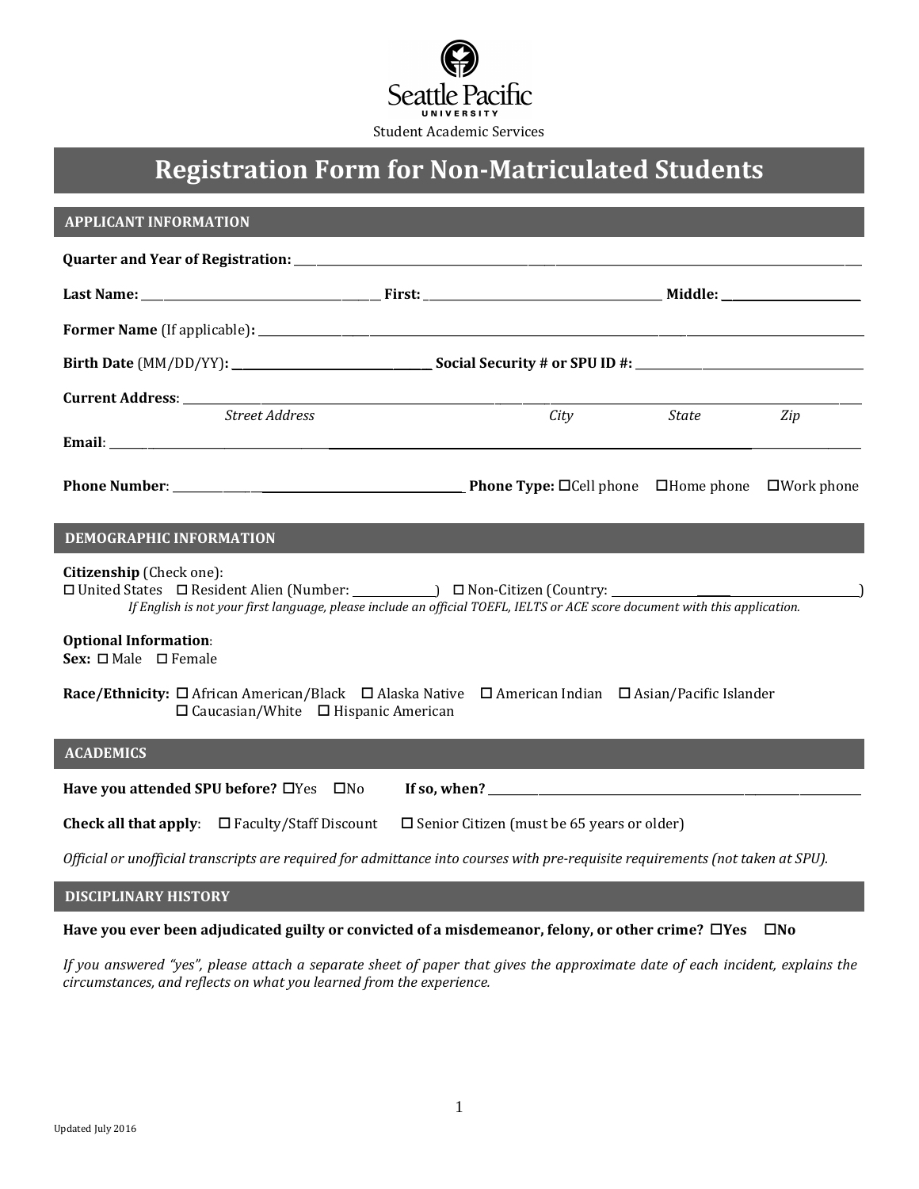Seattle Pacific University

Student Academic Services

# Registration Form for Non-Matriculated Students

## APPLICANT INFORMATION

**Quarter and Year of Registration:** ______________________________

**Last Name:** ____________________ **First:** ____________________ **Middle:** ____________

**Former Name** (If applicable)**:** ______________________________

**Birth Date** (MM/DD/YY)**:** ________________ **Social Security # or SPU ID #:** ________________

**Current Address**: ______________________________________________

*Street Address* *City* *State* *Zip*

**Email**: ______________________________

**Phone Number**: ____________________ **Phone Type:** ☐Cell phone ☐Home phone ☐Work phone

## DEMOGRAPHIC INFORMATION

**Citizenship** (Check one):

☐ United States ☐ Resident Alien (Number: __________) ☐ Non-Citizen (Country: ____________________)

*If English is not your first language, please include an official TOEFL, IELTS or ACE score document with this application.*

**Optional Information**:

**Sex:** ☐ Male ☐ Female

**Race/Ethnicity:** ☐ African American/Black ☐ Alaska Native ☐ American Indian ☐ Asian/Pacific Islander ☐ Caucasian/White ☐ Hispanic American

## ACADEMICS

**Have you attended SPU before?** ☐Yes ☐No **If so, when?** ____________________

**Check all that apply**: ☐ Faculty/Staff Discount ☐ Senior Citizen (must be 65 years or older)

*Official or unofficial transcripts are required for admittance into courses with pre-requisite requirements (not taken at SPU).*

## DISCIPLINARY HISTORY

**Have you ever been adjudicated guilty or convicted of a misdemeanor, felony, or other crime?** ☐**Yes** ☐**No**

*If you answered "yes", please attach a separate sheet of paper that gives the approximate date of each incident, explains the circumstances, and reflects on what you learned from the experience.*

Updated July 2016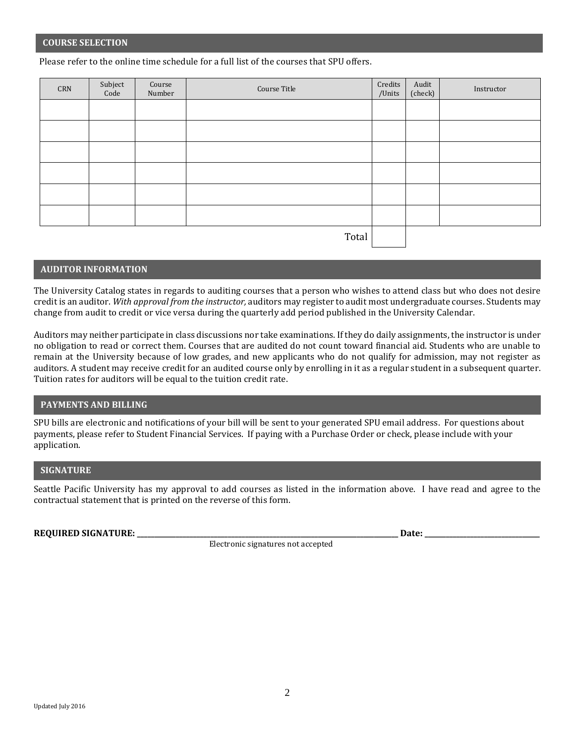## COURSE SELECTION

Please refer to the online time schedule for a full list of the courses that SPU offers.

| CRN | Subject Code | Course Number | Course Title | Credits /Units | Audit (check) | Instructor |
|---|---|---|---|---|---|---|
| | | | | | | |
| | | | | | | |
| | | | | | | |
| | | | | | | |
| | | | | | | |
| | | | | | | |
| | | | Total | | | |

## AUDITOR INFORMATION

The University Catalog states in regards to auditing courses that a person who wishes to attend class but who does not desire credit is an auditor. *With approval from the instructor,* auditors may register to audit most undergraduate courses. Students may change from audit to credit or vice versa during the quarterly add period published in the University Calendar.

Auditors may neither participate in class discussions nor take examinations. If they do daily assignments, the instructor is under no obligation to read or correct them. Courses that are audited do not count toward financial aid. Students who are unable to remain at the University because of low grades, and new applicants who do not qualify for admission, may not register as auditors. A student may receive credit for an audited course only by enrolling in it as a regular student in a subsequent quarter. Tuition rates for auditors will be equal to the tuition credit rate.

## PAYMENTS AND BILLING

SPU bills are electronic and notifications of your bill will be sent to your generated SPU email address. For questions about payments, please refer to Student Financial Services. If paying with a Purchase Order or check, please include with your application.

## SIGNATURE

Seattle Pacific University has my approval to add courses as listed in the information above. I have read and agree to the contractual statement that is printed on the reverse of this form.

**REQUIRED SIGNATURE:** ______________________________________________ **Date:** ____________________

Electronic signatures not accepted

Updated July 2016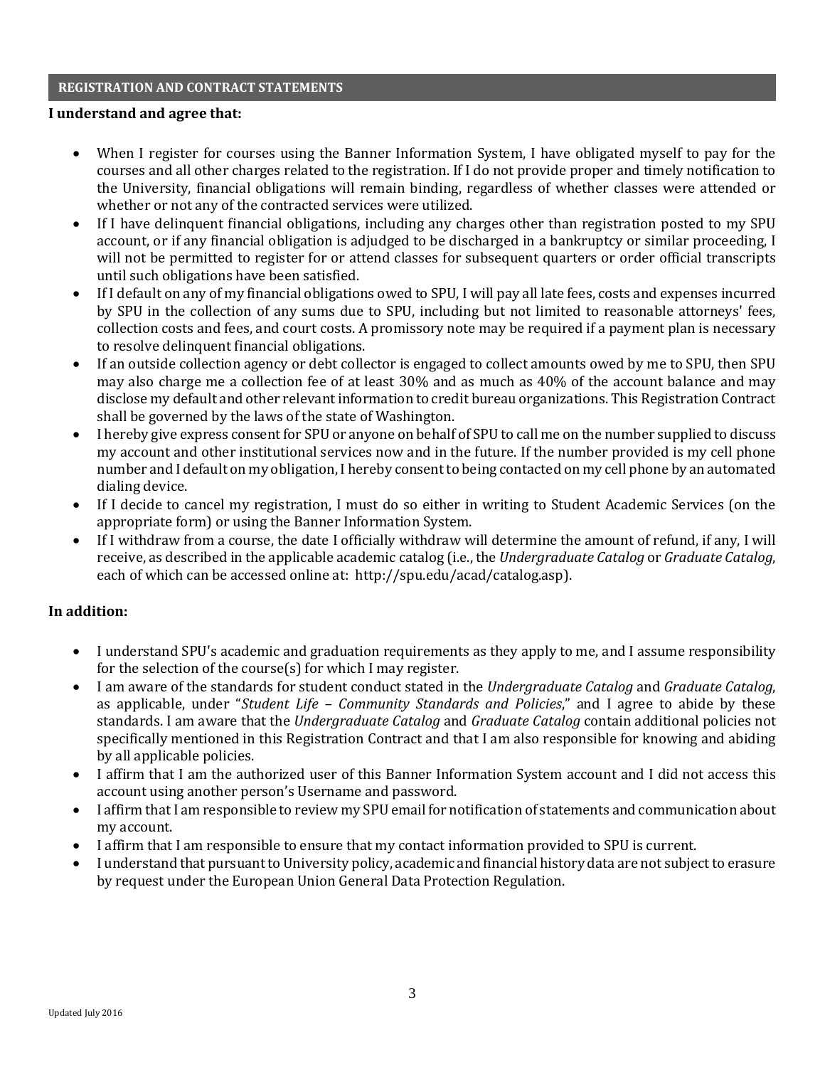## REGISTRATION AND CONTRACT STATEMENTS

**I understand and agree that:**

- When I register for courses using the Banner Information System, I have obligated myself to pay for the courses and all other charges related to the registration. If I do not provide proper and timely notification to the University, financial obligations will remain binding, regardless of whether classes were attended or whether or not any of the contracted services were utilized.
- If I have delinquent financial obligations, including any charges other than registration posted to my SPU account, or if any financial obligation is adjudged to be discharged in a bankruptcy or similar proceeding, I will not be permitted to register for or attend classes for subsequent quarters or order official transcripts until such obligations have been satisfied.
- If I default on any of my financial obligations owed to SPU, I will pay all late fees, costs and expenses incurred by SPU in the collection of any sums due to SPU, including but not limited to reasonable attorneys' fees, collection costs and fees, and court costs. A promissory note may be required if a payment plan is necessary to resolve delinquent financial obligations.
- If an outside collection agency or debt collector is engaged to collect amounts owed by me to SPU, then SPU may also charge me a collection fee of at least 30% and as much as 40% of the account balance and may disclose my default and other relevant information to credit bureau organizations. This Registration Contract shall be governed by the laws of the state of Washington.
- I hereby give express consent for SPU or anyone on behalf of SPU to call me on the number supplied to discuss my account and other institutional services now and in the future. If the number provided is my cell phone number and I default on my obligation, I hereby consent to being contacted on my cell phone by an automated dialing device.
- If I decide to cancel my registration, I must do so either in writing to Student Academic Services (on the appropriate form) or using the Banner Information System.
- If I withdraw from a course, the date I officially withdraw will determine the amount of refund, if any, I will receive, as described in the applicable academic catalog (i.e., the *Undergraduate Catalog* or *Graduate Catalog*, each of which can be accessed online at: http://spu.edu/acad/catalog.asp).

**In addition:**

- I understand SPU's academic and graduation requirements as they apply to me, and I assume responsibility for the selection of the course(s) for which I may register.
- I am aware of the standards for student conduct stated in the *Undergraduate Catalog* and *Graduate Catalog*, as applicable, under "*Student Life – Community Standards and Policies*," and I agree to abide by these standards. I am aware that the *Undergraduate Catalog* and *Graduate Catalog* contain additional policies not specifically mentioned in this Registration Contract and that I am also responsible for knowing and abiding by all applicable policies.
- I affirm that I am the authorized user of this Banner Information System account and I did not access this account using another person's Username and password.
- I affirm that I am responsible to review my SPU email for notification of statements and communication about my account.
- I affirm that I am responsible to ensure that my contact information provided to SPU is current.
- I understand that pursuant to University policy, academic and financial history data are not subject to erasure by request under the European Union General Data Protection Regulation.

Updated July 2016